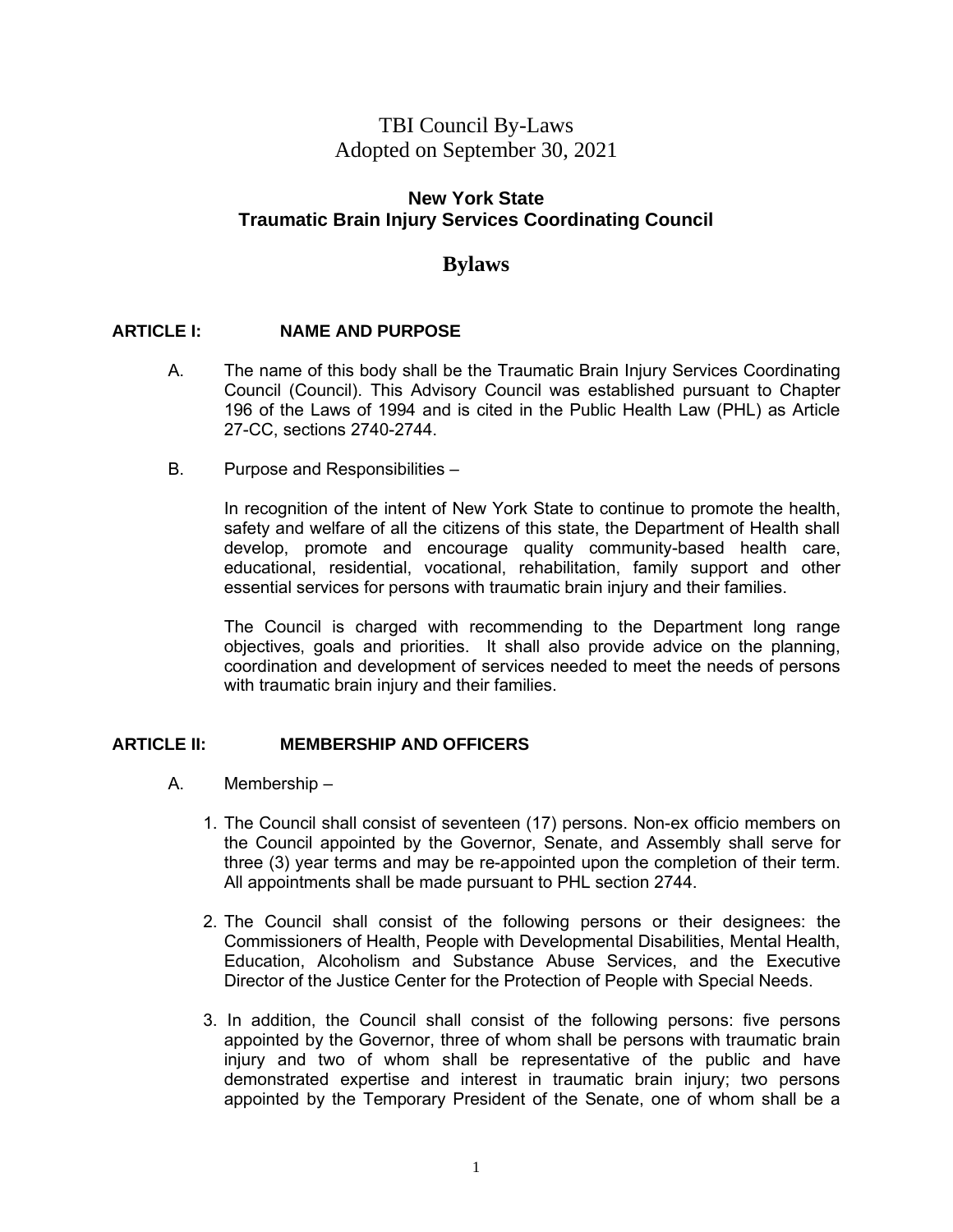TBI Council By-Laws
Adopted on September 30, 2021

# New York State
# Traumatic Brain Injury Services Coordinating Council

## Bylaws

### ARTICLE I: NAME AND PURPOSE

A. The name of this body shall be the Traumatic Brain Injury Services Coordinating Council (Council). This Advisory Council was established pursuant to Chapter 196 of the Laws of 1994 and is cited in the Public Health Law (PHL) as Article 27-CC, sections 2740-2744.

B. Purpose and Responsibilities –

In recognition of the intent of New York State to continue to promote the health, safety and welfare of all the citizens of this state, the Department of Health shall develop, promote and encourage quality community-based health care, educational, residential, vocational, rehabilitation, family support and other essential services for persons with traumatic brain injury and their families.

The Council is charged with recommending to the Department long range objectives, goals and priorities. It shall also provide advice on the planning, coordination and development of services needed to meet the needs of persons with traumatic brain injury and their families.

### ARTICLE II: MEMBERSHIP AND OFFICERS

A. Membership –

1. The Council shall consist of seventeen (17) persons. Non-ex officio members on the Council appointed by the Governor, Senate, and Assembly shall serve for three (3) year terms and may be re-appointed upon the completion of their term. All appointments shall be made pursuant to PHL section 2744.

2. The Council shall consist of the following persons or their designees: the Commissioners of Health, People with Developmental Disabilities, Mental Health, Education, Alcoholism and Substance Abuse Services, and the Executive Director of the Justice Center for the Protection of People with Special Needs.

3. In addition, the Council shall consist of the following persons: five persons appointed by the Governor, three of whom shall be persons with traumatic brain injury and two of whom shall be representative of the public and have demonstrated expertise and interest in traumatic brain injury; two persons appointed by the Temporary President of the Senate, one of whom shall be a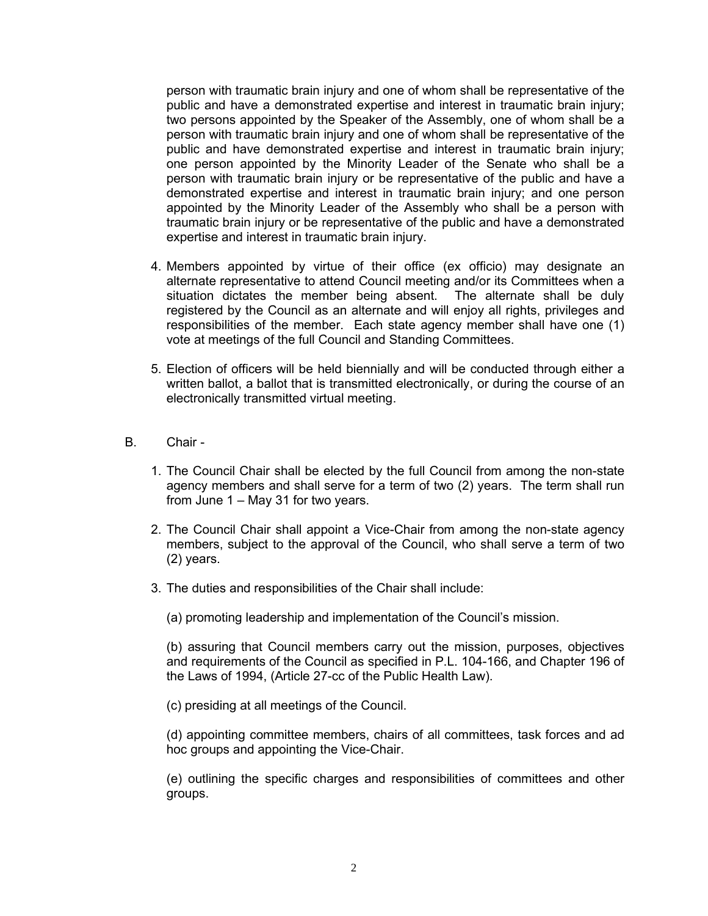person with traumatic brain injury and one of whom shall be representative of the public and have a demonstrated expertise and interest in traumatic brain injury; two persons appointed by the Speaker of the Assembly, one of whom shall be a person with traumatic brain injury and one of whom shall be representative of the public and have demonstrated expertise and interest in traumatic brain injury; one person appointed by the Minority Leader of the Senate who shall be a person with traumatic brain injury or be representative of the public and have a demonstrated expertise and interest in traumatic brain injury; and one person appointed by the Minority Leader of the Assembly who shall be a person with traumatic brain injury or be representative of the public and have a demonstrated expertise and interest in traumatic brain injury.

4. Members appointed by virtue of their office (ex officio) may designate an alternate representative to attend Council meeting and/or its Committees when a situation dictates the member being absent. The alternate shall be duly registered by the Council as an alternate and will enjoy all rights, privileges and responsibilities of the member. Each state agency member shall have one (1) vote at meetings of the full Council and Standing Committees.

5. Election of officers will be held biennially and will be conducted through either a written ballot, a ballot that is transmitted electronically, or during the course of an electronically transmitted virtual meeting.

B. Chair -

1. The Council Chair shall be elected by the full Council from among the non-state agency members and shall serve for a term of two (2) years. The term shall run from June 1 – May 31 for two years.

2. The Council Chair shall appoint a Vice-Chair from among the non-state agency members, subject to the approval of the Council, who shall serve a term of two (2) years.

3. The duties and responsibilities of the Chair shall include:

(a) promoting leadership and implementation of the Council's mission.

(b) assuring that Council members carry out the mission, purposes, objectives and requirements of the Council as specified in P.L. 104-166, and Chapter 196 of the Laws of 1994, (Article 27-cc of the Public Health Law).

(c) presiding at all meetings of the Council.

(d) appointing committee members, chairs of all committees, task forces and ad hoc groups and appointing the Vice-Chair.

(e) outlining the specific charges and responsibilities of committees and other groups.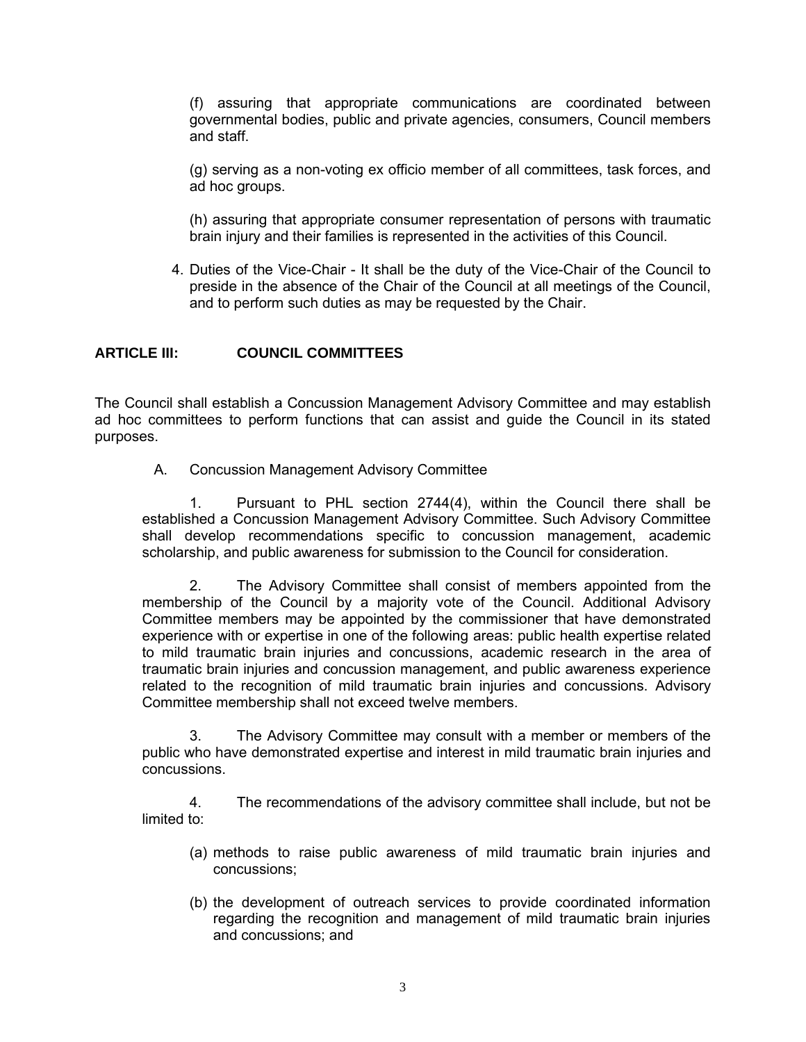(f) assuring that appropriate communications are coordinated between governmental bodies, public and private agencies, consumers, Council members and staff.

(g) serving as a non-voting ex officio member of all committees, task forces, and ad hoc groups.

(h) assuring that appropriate consumer representation of persons with traumatic brain injury and their families is represented in the activities of this Council.

4. Duties of the Vice-Chair - It shall be the duty of the Vice-Chair of the Council to preside in the absence of the Chair of the Council at all meetings of the Council, and to perform such duties as may be requested by the Chair.

## ARTICLE III: COUNCIL COMMITTEES

The Council shall establish a Concussion Management Advisory Committee and may establish ad hoc committees to perform functions that can assist and guide the Council in its stated purposes.

A. Concussion Management Advisory Committee

1. Pursuant to PHL section 2744(4), within the Council there shall be established a Concussion Management Advisory Committee. Such Advisory Committee shall develop recommendations specific to concussion management, academic scholarship, and public awareness for submission to the Council for consideration.

2. The Advisory Committee shall consist of members appointed from the membership of the Council by a majority vote of the Council. Additional Advisory Committee members may be appointed by the commissioner that have demonstrated experience with or expertise in one of the following areas: public health expertise related to mild traumatic brain injuries and concussions, academic research in the area of traumatic brain injuries and concussion management, and public awareness experience related to the recognition of mild traumatic brain injuries and concussions. Advisory Committee membership shall not exceed twelve members.

3. The Advisory Committee may consult with a member or members of the public who have demonstrated expertise and interest in mild traumatic brain injuries and concussions.

4. The recommendations of the advisory committee shall include, but not be limited to:

(a) methods to raise public awareness of mild traumatic brain injuries and concussions;

(b) the development of outreach services to provide coordinated information regarding the recognition and management of mild traumatic brain injuries and concussions; and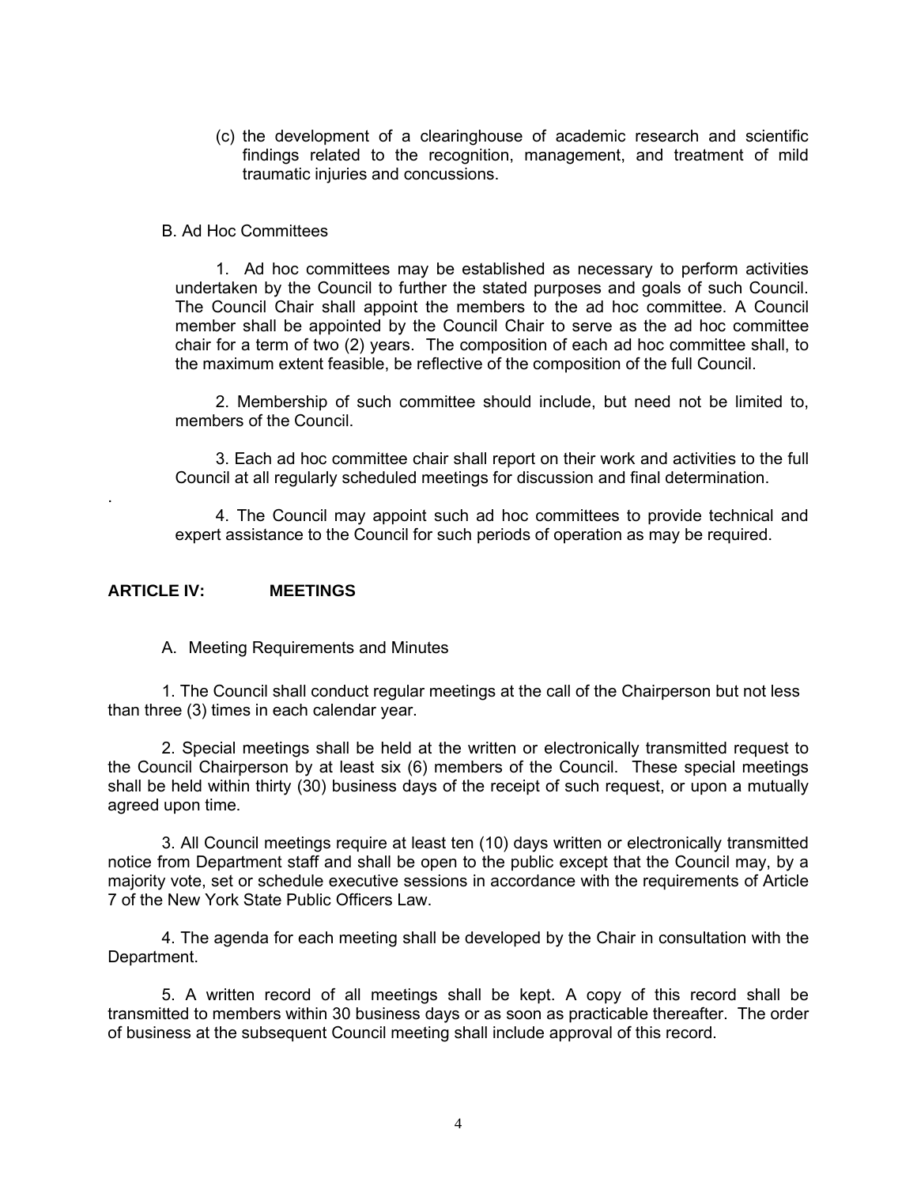(c) the development of a clearinghouse of academic research and scientific findings related to the recognition, management, and treatment of mild traumatic injuries and concussions.

B. Ad Hoc Committees

1. Ad hoc committees may be established as necessary to perform activities undertaken by the Council to further the stated purposes and goals of such Council. The Council Chair shall appoint the members to the ad hoc committee. A Council member shall be appointed by the Council Chair to serve as the ad hoc committee chair for a term of two (2) years. The composition of each ad hoc committee shall, to the maximum extent feasible, be reflective of the composition of the full Council.

2. Membership of such committee should include, but need not be limited to, members of the Council.

3. Each ad hoc committee chair shall report on their work and activities to the full Council at all regularly scheduled meetings for discussion and final determination.

4. The Council may appoint such ad hoc committees to provide technical and expert assistance to the Council for such periods of operation as may be required.

## ARTICLE IV: MEETINGS

A. Meeting Requirements and Minutes

1. The Council shall conduct regular meetings at the call of the Chairperson but not less than three (3) times in each calendar year.

2. Special meetings shall be held at the written or electronically transmitted request to the Council Chairperson by at least six (6) members of the Council. These special meetings shall be held within thirty (30) business days of the receipt of such request, or upon a mutually agreed upon time.

3. All Council meetings require at least ten (10) days written or electronically transmitted notice from Department staff and shall be open to the public except that the Council may, by a majority vote, set or schedule executive sessions in accordance with the requirements of Article 7 of the New York State Public Officers Law.

4. The agenda for each meeting shall be developed by the Chair in consultation with the Department.

5. A written record of all meetings shall be kept. A copy of this record shall be transmitted to members within 30 business days or as soon as practicable thereafter. The order of business at the subsequent Council meeting shall include approval of this record.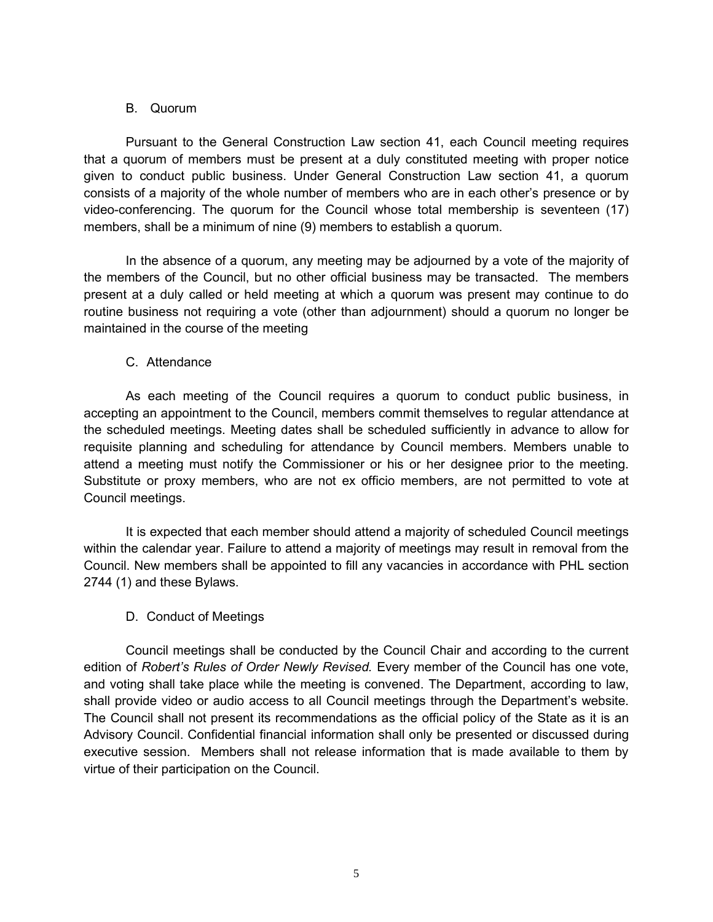### B. Quorum

Pursuant to the General Construction Law section 41, each Council meeting requires that a quorum of members must be present at a duly constituted meeting with proper notice given to conduct public business. Under General Construction Law section 41, a quorum consists of a majority of the whole number of members who are in each other's presence or by video-conferencing. The quorum for the Council whose total membership is seventeen (17) members, shall be a minimum of nine (9) members to establish a quorum.

In the absence of a quorum, any meeting may be adjourned by a vote of the majority of the members of the Council, but no other official business may be transacted. The members present at a duly called or held meeting at which a quorum was present may continue to do routine business not requiring a vote (other than adjournment) should a quorum no longer be maintained in the course of the meeting

### C. Attendance

As each meeting of the Council requires a quorum to conduct public business, in accepting an appointment to the Council, members commit themselves to regular attendance at the scheduled meetings. Meeting dates shall be scheduled sufficiently in advance to allow for requisite planning and scheduling for attendance by Council members. Members unable to attend a meeting must notify the Commissioner or his or her designee prior to the meeting. Substitute or proxy members, who are not ex officio members, are not permitted to vote at Council meetings.

It is expected that each member should attend a majority of scheduled Council meetings within the calendar year. Failure to attend a majority of meetings may result in removal from the Council. New members shall be appointed to fill any vacancies in accordance with PHL section 2744 (1) and these Bylaws.

### D. Conduct of Meetings

Council meetings shall be conducted by the Council Chair and according to the current edition of *Robert's Rules of Order Newly Revised.* Every member of the Council has one vote, and voting shall take place while the meeting is convened. The Department, according to law, shall provide video or audio access to all Council meetings through the Department's website. The Council shall not present its recommendations as the official policy of the State as it is an Advisory Council. Confidential financial information shall only be presented or discussed during executive session. Members shall not release information that is made available to them by virtue of their participation on the Council.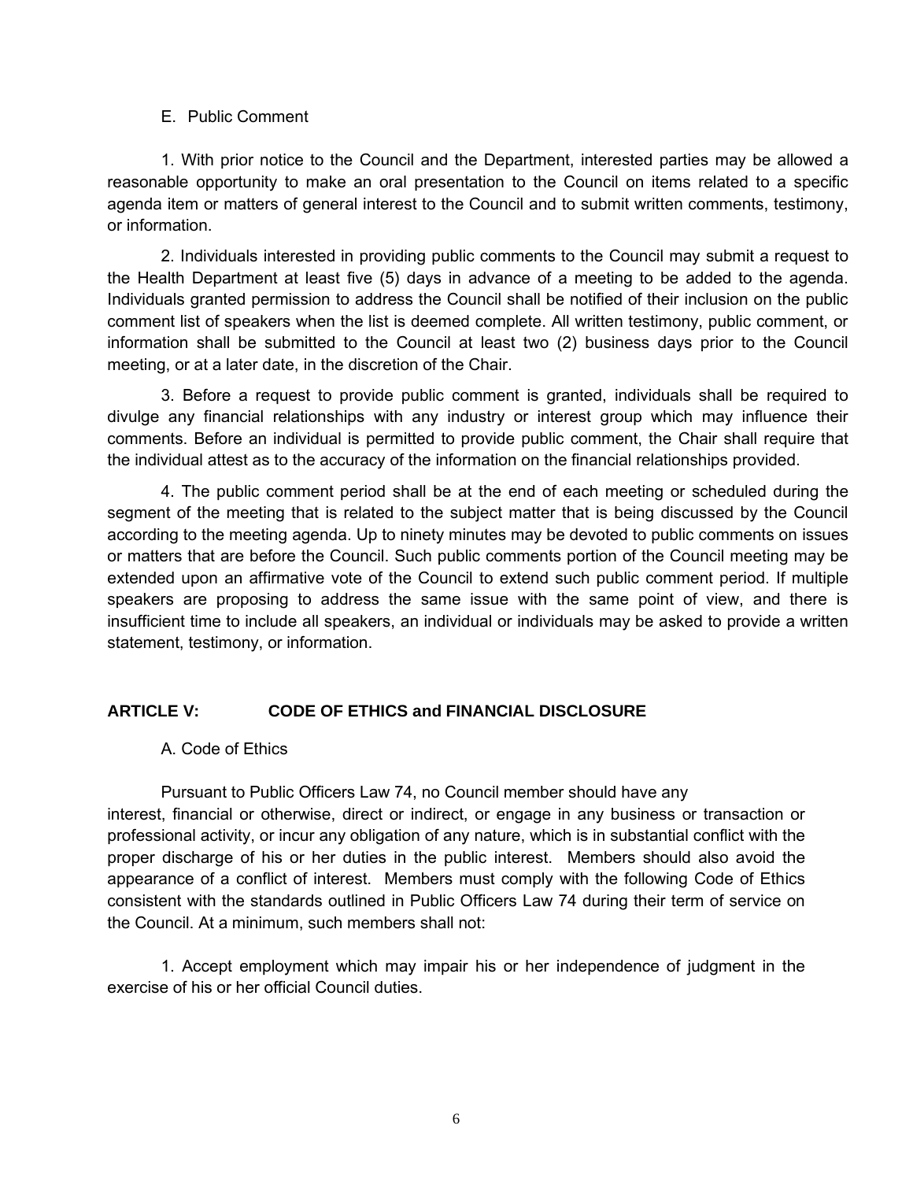E. Public Comment

1. With prior notice to the Council and the Department, interested parties may be allowed a reasonable opportunity to make an oral presentation to the Council on items related to a specific agenda item or matters of general interest to the Council and to submit written comments, testimony, or information.

2. Individuals interested in providing public comments to the Council may submit a request to the Health Department at least five (5) days in advance of a meeting to be added to the agenda. Individuals granted permission to address the Council shall be notified of their inclusion on the public comment list of speakers when the list is deemed complete. All written testimony, public comment, or information shall be submitted to the Council at least two (2) business days prior to the Council meeting, or at a later date, in the discretion of the Chair.

3. Before a request to provide public comment is granted, individuals shall be required to divulge any financial relationships with any industry or interest group which may influence their comments. Before an individual is permitted to provide public comment, the Chair shall require that the individual attest as to the accuracy of the information on the financial relationships provided.

4. The public comment period shall be at the end of each meeting or scheduled during the segment of the meeting that is related to the subject matter that is being discussed by the Council according to the meeting agenda. Up to ninety minutes may be devoted to public comments on issues or matters that are before the Council. Such public comments portion of the Council meeting may be extended upon an affirmative vote of the Council to extend such public comment period. If multiple speakers are proposing to address the same issue with the same point of view, and there is insufficient time to include all speakers, an individual or individuals may be asked to provide a written statement, testimony, or information.

## ARTICLE V: CODE OF ETHICS and FINANCIAL DISCLOSURE

A. Code of Ethics

Pursuant to Public Officers Law 74, no Council member should have any interest, financial or otherwise, direct or indirect, or engage in any business or transaction or professional activity, or incur any obligation of any nature, which is in substantial conflict with the proper discharge of his or her duties in the public interest. Members should also avoid the appearance of a conflict of interest. Members must comply with the following Code of Ethics consistent with the standards outlined in Public Officers Law 74 during their term of service on the Council. At a minimum, such members shall not:

1. Accept employment which may impair his or her independence of judgment in the exercise of his or her official Council duties.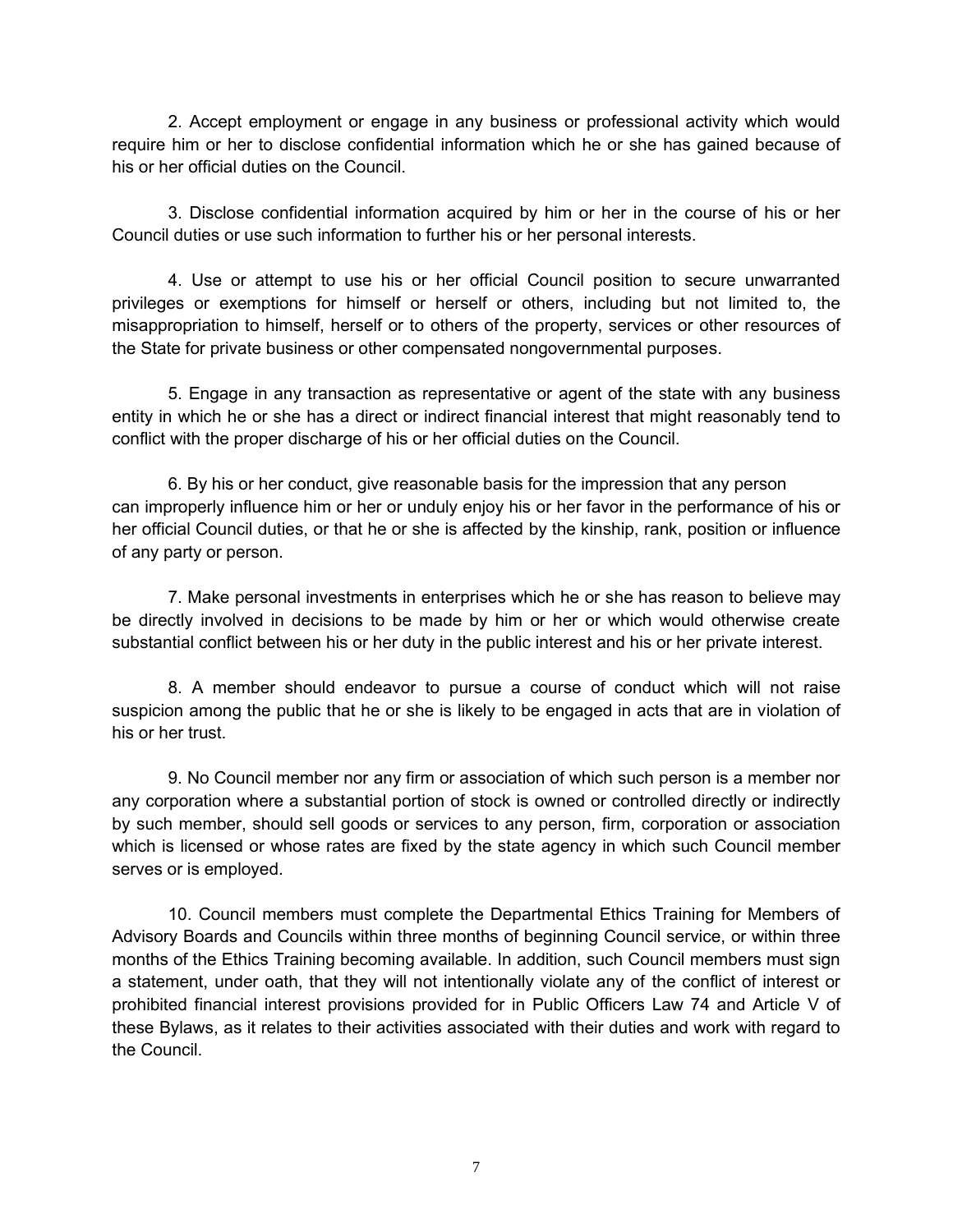2. Accept employment or engage in any business or professional activity which would require him or her to disclose confidential information which he or she has gained because of his or her official duties on the Council.

3. Disclose confidential information acquired by him or her in the course of his or her Council duties or use such information to further his or her personal interests.

4. Use or attempt to use his or her official Council position to secure unwarranted privileges or exemptions for himself or herself or others, including but not limited to, the misappropriation to himself, herself or to others of the property, services or other resources of the State for private business or other compensated nongovernmental purposes.

5. Engage in any transaction as representative or agent of the state with any business entity in which he or she has a direct or indirect financial interest that might reasonably tend to conflict with the proper discharge of his or her official duties on the Council.

6. By his or her conduct, give reasonable basis for the impression that any person can improperly influence him or her or unduly enjoy his or her favor in the performance of his or her official Council duties, or that he or she is affected by the kinship, rank, position or influence of any party or person.

7. Make personal investments in enterprises which he or she has reason to believe may be directly involved in decisions to be made by him or her or which would otherwise create substantial conflict between his or her duty in the public interest and his or her private interest.

8. A member should endeavor to pursue a course of conduct which will not raise suspicion among the public that he or she is likely to be engaged in acts that are in violation of his or her trust.

9. No Council member nor any firm or association of which such person is a member nor any corporation where a substantial portion of stock is owned or controlled directly or indirectly by such member, should sell goods or services to any person, firm, corporation or association which is licensed or whose rates are fixed by the state agency in which such Council member serves or is employed.

10. Council members must complete the Departmental Ethics Training for Members of Advisory Boards and Councils within three months of beginning Council service, or within three months of the Ethics Training becoming available. In addition, such Council members must sign a statement, under oath, that they will not intentionally violate any of the conflict of interest or prohibited financial interest provisions provided for in Public Officers Law 74 and Article V of these Bylaws, as it relates to their activities associated with their duties and work with regard to the Council.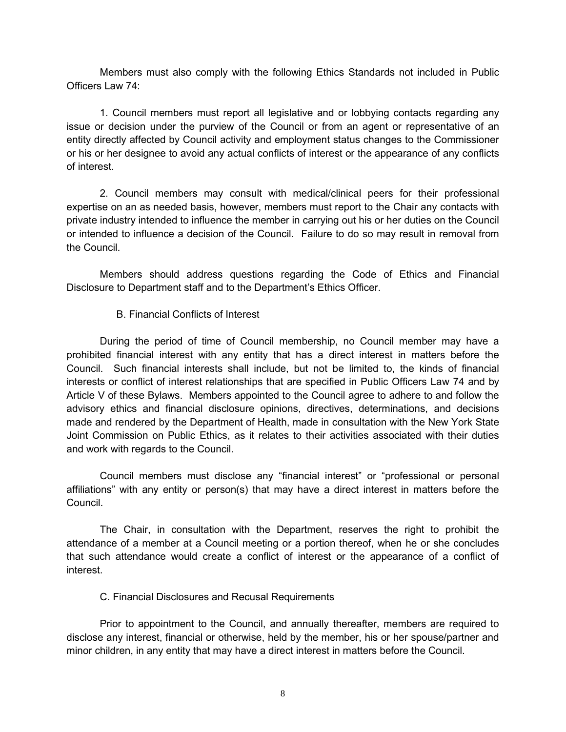Members must also comply with the following Ethics Standards not included in Public Officers Law 74:

1. Council members must report all legislative and or lobbying contacts regarding any issue or decision under the purview of the Council or from an agent or representative of an entity directly affected by Council activity and employment status changes to the Commissioner or his or her designee to avoid any actual conflicts of interest or the appearance of any conflicts of interest.

2. Council members may consult with medical/clinical peers for their professional expertise on an as needed basis, however, members must report to the Chair any contacts with private industry intended to influence the member in carrying out his or her duties on the Council or intended to influence a decision of the Council. Failure to do so may result in removal from the Council.

Members should address questions regarding the Code of Ethics and Financial Disclosure to Department staff and to the Department's Ethics Officer.

### B. Financial Conflicts of Interest

During the period of time of Council membership, no Council member may have a prohibited financial interest with any entity that has a direct interest in matters before the Council. Such financial interests shall include, but not be limited to, the kinds of financial interests or conflict of interest relationships that are specified in Public Officers Law 74 and by Article V of these Bylaws. Members appointed to the Council agree to adhere to and follow the advisory ethics and financial disclosure opinions, directives, determinations, and decisions made and rendered by the Department of Health, made in consultation with the New York State Joint Commission on Public Ethics, as it relates to their activities associated with their duties and work with regards to the Council.

Council members must disclose any "financial interest" or "professional or personal affiliations" with any entity or person(s) that may have a direct interest in matters before the Council.

The Chair, in consultation with the Department, reserves the right to prohibit the attendance of a member at a Council meeting or a portion thereof, when he or she concludes that such attendance would create a conflict of interest or the appearance of a conflict of interest.

### C. Financial Disclosures and Recusal Requirements

Prior to appointment to the Council, and annually thereafter, members are required to disclose any interest, financial or otherwise, held by the member, his or her spouse/partner and minor children, in any entity that may have a direct interest in matters before the Council.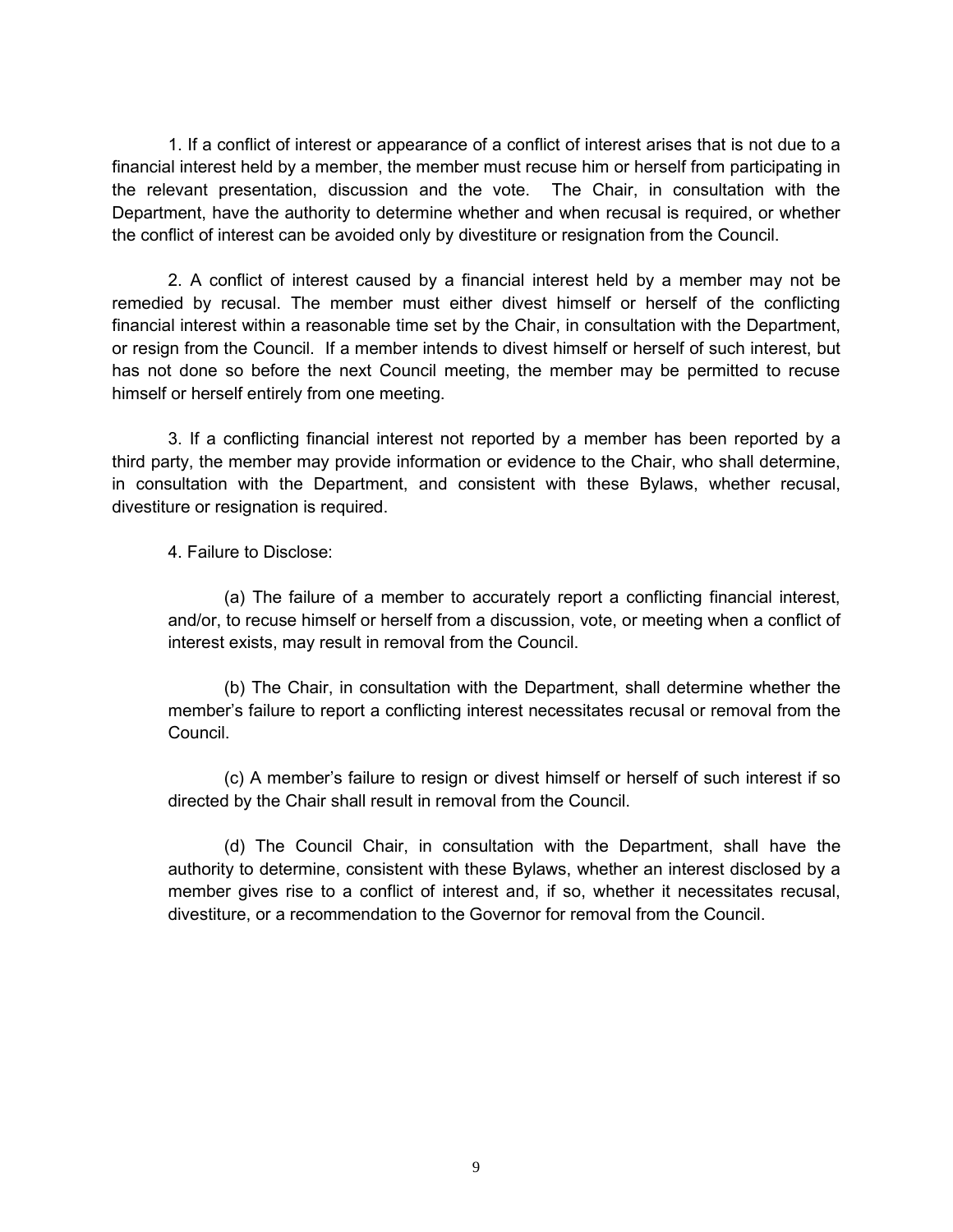1. If a conflict of interest or appearance of a conflict of interest arises that is not due to a financial interest held by a member, the member must recuse him or herself from participating in the relevant presentation, discussion and the vote. The Chair, in consultation with the Department, have the authority to determine whether and when recusal is required, or whether the conflict of interest can be avoided only by divestiture or resignation from the Council.

2. A conflict of interest caused by a financial interest held by a member may not be remedied by recusal. The member must either divest himself or herself of the conflicting financial interest within a reasonable time set by the Chair, in consultation with the Department, or resign from the Council. If a member intends to divest himself or herself of such interest, but has not done so before the next Council meeting, the member may be permitted to recuse himself or herself entirely from one meeting.

3. If a conflicting financial interest not reported by a member has been reported by a third party, the member may provide information or evidence to the Chair, who shall determine, in consultation with the Department, and consistent with these Bylaws, whether recusal, divestiture or resignation is required.

4. Failure to Disclose:

(a) The failure of a member to accurately report a conflicting financial interest, and/or, to recuse himself or herself from a discussion, vote, or meeting when a conflict of interest exists, may result in removal from the Council.

(b) The Chair, in consultation with the Department, shall determine whether the member's failure to report a conflicting interest necessitates recusal or removal from the Council.

(c) A member's failure to resign or divest himself or herself of such interest if so directed by the Chair shall result in removal from the Council.

(d) The Council Chair, in consultation with the Department, shall have the authority to determine, consistent with these Bylaws, whether an interest disclosed by a member gives rise to a conflict of interest and, if so, whether it necessitates recusal, divestiture, or a recommendation to the Governor for removal from the Council.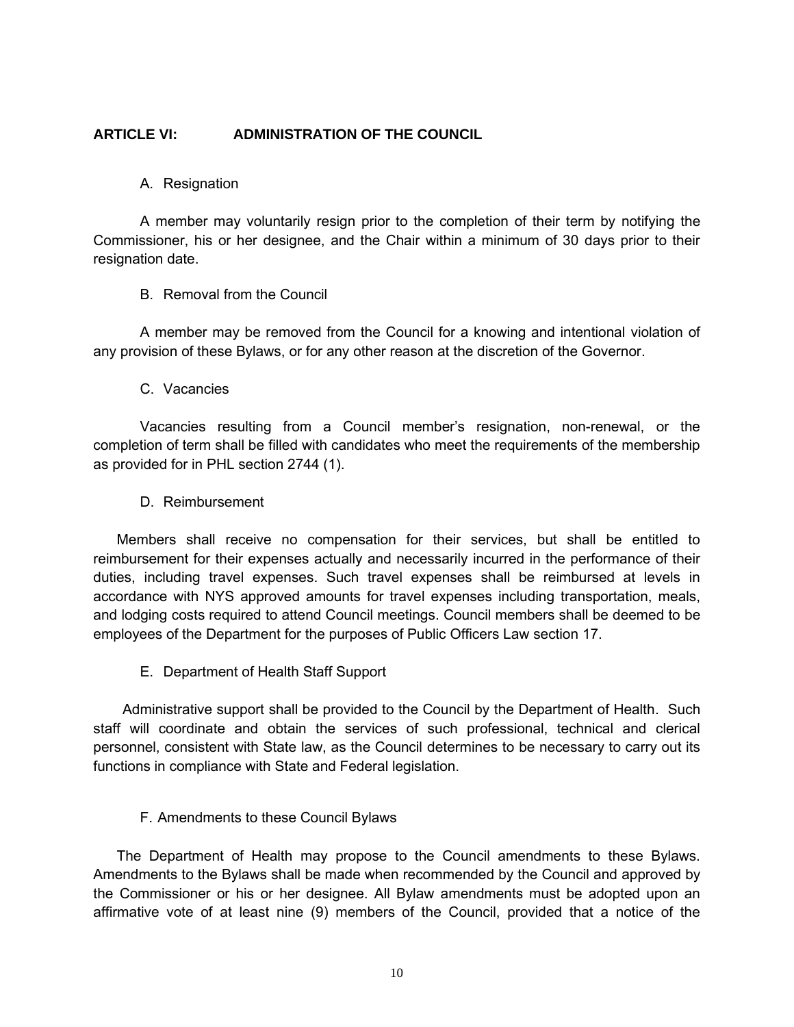## ARTICLE VI: ADMINISTRATION OF THE COUNCIL

A. Resignation

A member may voluntarily resign prior to the completion of their term by notifying the Commissioner, his or her designee, and the Chair within a minimum of 30 days prior to their resignation date.

B. Removal from the Council

A member may be removed from the Council for a knowing and intentional violation of any provision of these Bylaws, or for any other reason at the discretion of the Governor.

C. Vacancies

Vacancies resulting from a Council member's resignation, non-renewal, or the completion of term shall be filled with candidates who meet the requirements of the membership as provided for in PHL section 2744 (1).

D. Reimbursement

Members shall receive no compensation for their services, but shall be entitled to reimbursement for their expenses actually and necessarily incurred in the performance of their duties, including travel expenses. Such travel expenses shall be reimbursed at levels in accordance with NYS approved amounts for travel expenses including transportation, meals, and lodging costs required to attend Council meetings. Council members shall be deemed to be employees of the Department for the purposes of Public Officers Law section 17.

E. Department of Health Staff Support

Administrative support shall be provided to the Council by the Department of Health. Such staff will coordinate and obtain the services of such professional, technical and clerical personnel, consistent with State law, as the Council determines to be necessary to carry out its functions in compliance with State and Federal legislation.

F. Amendments to these Council Bylaws

The Department of Health may propose to the Council amendments to these Bylaws. Amendments to the Bylaws shall be made when recommended by the Council and approved by the Commissioner or his or her designee. All Bylaw amendments must be adopted upon an affirmative vote of at least nine (9) members of the Council, provided that a notice of the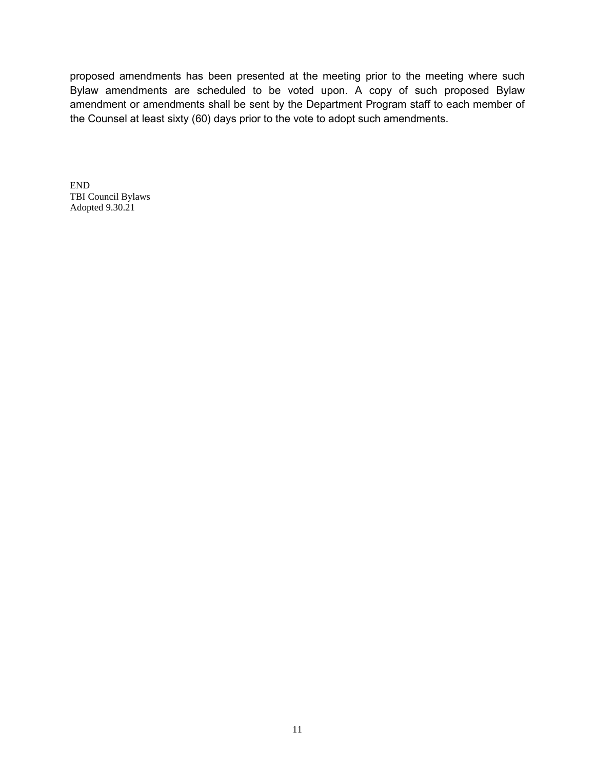proposed amendments has been presented at the meeting prior to the meeting where such Bylaw amendments are scheduled to be voted upon. A copy of such proposed Bylaw amendment or amendments shall be sent by the Department Program staff to each member of the Counsel at least sixty (60) days prior to the vote to adopt such amendments.

END
TBI Council Bylaws
Adopted 9.30.21